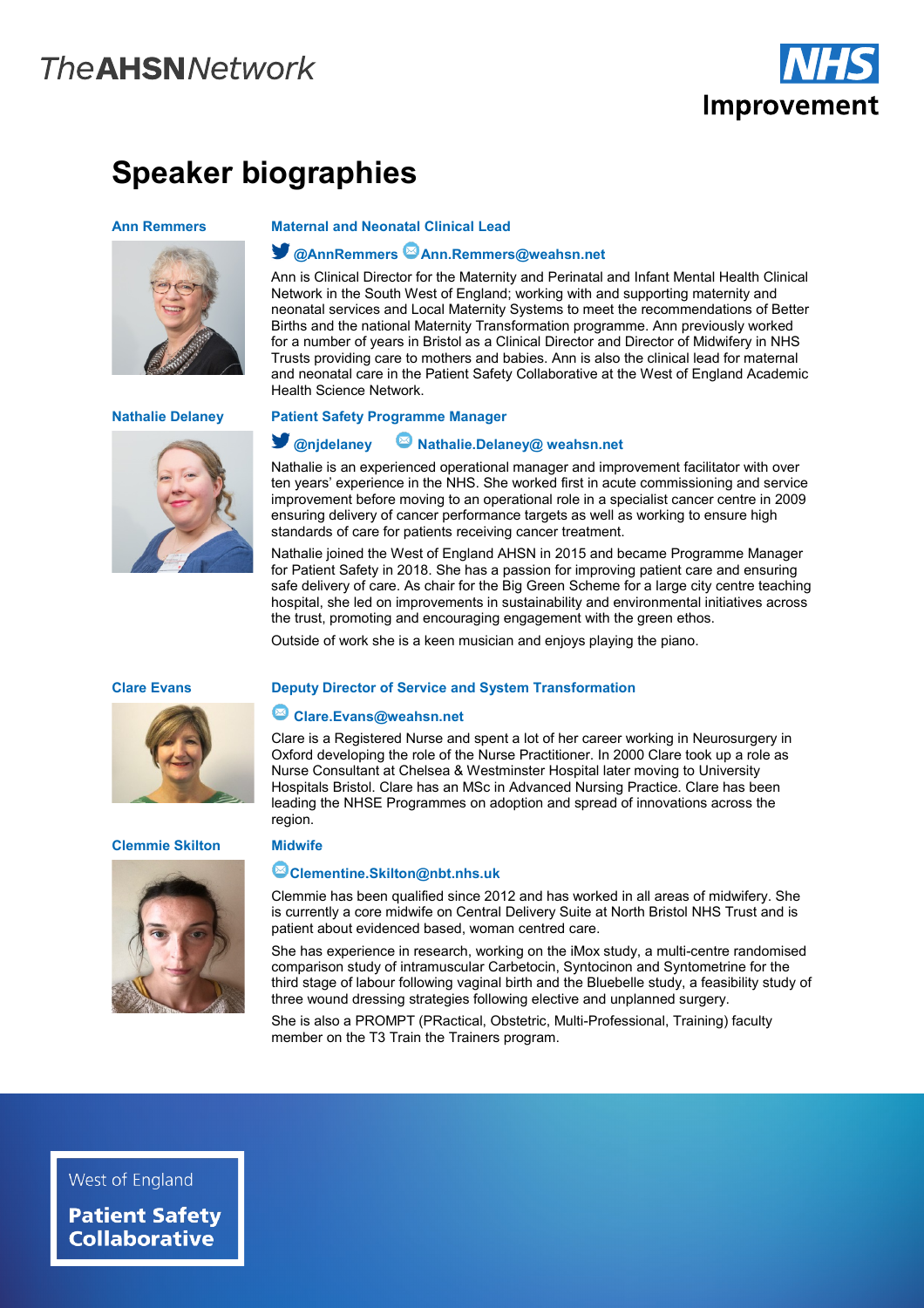TheAHSNNetwork

NHS Improvement

# Speaker biographies

## Ann Remmers

**Maternal and Neonatal Clinical Lead**

**@AnnRemmers Ann.Remmers@weahsn.net**

Ann is Clinical Director for the Maternity and Perinatal and Infant Mental Health Clinical Network in the South West of England; working with and supporting maternity and neonatal services and Local Maternity Systems to meet the recommendations of Better Births and the national Maternity Transformation programme. Ann previously worked for a number of years in Bristol as a Clinical Director and Director of Midwifery in NHS Trusts providing care to mothers and babies. Ann is also the clinical lead for maternal and neonatal care in the Patient Safety Collaborative at the West of England Academic Health Science Network.

## Nathalie Delaney

**Patient Safety Programme Manager**

**@njdelaney Nathalie.Delaney@ weahsn.net**

Nathalie is an experienced operational manager and improvement facilitator with over ten years' experience in the NHS. She worked first in acute commissioning and service improvement before moving to an operational role in a specialist cancer centre in 2009 ensuring delivery of cancer performance targets as well as working to ensure high standards of care for patients receiving cancer treatment.

Nathalie joined the West of England AHSN in 2015 and became Programme Manager for Patient Safety in 2018. She has a passion for improving patient care and ensuring safe delivery of care. As chair for the Big Green Scheme for a large city centre teaching hospital, she led on improvements in sustainability and environmental initiatives across the trust, promoting and encouraging engagement with the green ethos.

Outside of work she is a keen musician and enjoys playing the piano.

## Clare Evans

**Deputy Director of Service and System Transformation**

**Clare.Evans@weahsn.net**

Clare is a Registered Nurse and spent a lot of her career working in Neurosurgery in Oxford developing the role of the Nurse Practitioner. In 2000 Clare took up a role as Nurse Consultant at Chelsea & Westminster Hospital later moving to University Hospitals Bristol. Clare has an MSc in Advanced Nursing Practice. Clare has been leading the NHSE Programmes on adoption and spread of innovations across the region.

## Clemmie Skilton

**Midwife**

**Clementine.Skilton@nbt.nhs.uk**

Clemmie has been qualified since 2012 and has worked in all areas of midwifery. She is currently a core midwife on Central Delivery Suite at North Bristol NHS Trust and is patient about evidenced based, woman centred care.

She has experience in research, working on the iMox study, a multi-centre randomised comparison study of intramuscular Carbetocin, Syntocinon and Syntometrine for the third stage of labour following vaginal birth and the Bluebelle study, a feasibility study of three wound dressing strategies following elective and unplanned surgery.

She is also a PROMPT (PRactical, Obstetric, Multi-Professional, Training) faculty member on the T3 Train the Trainers program.

West of England
**Patient Safety Collaborative**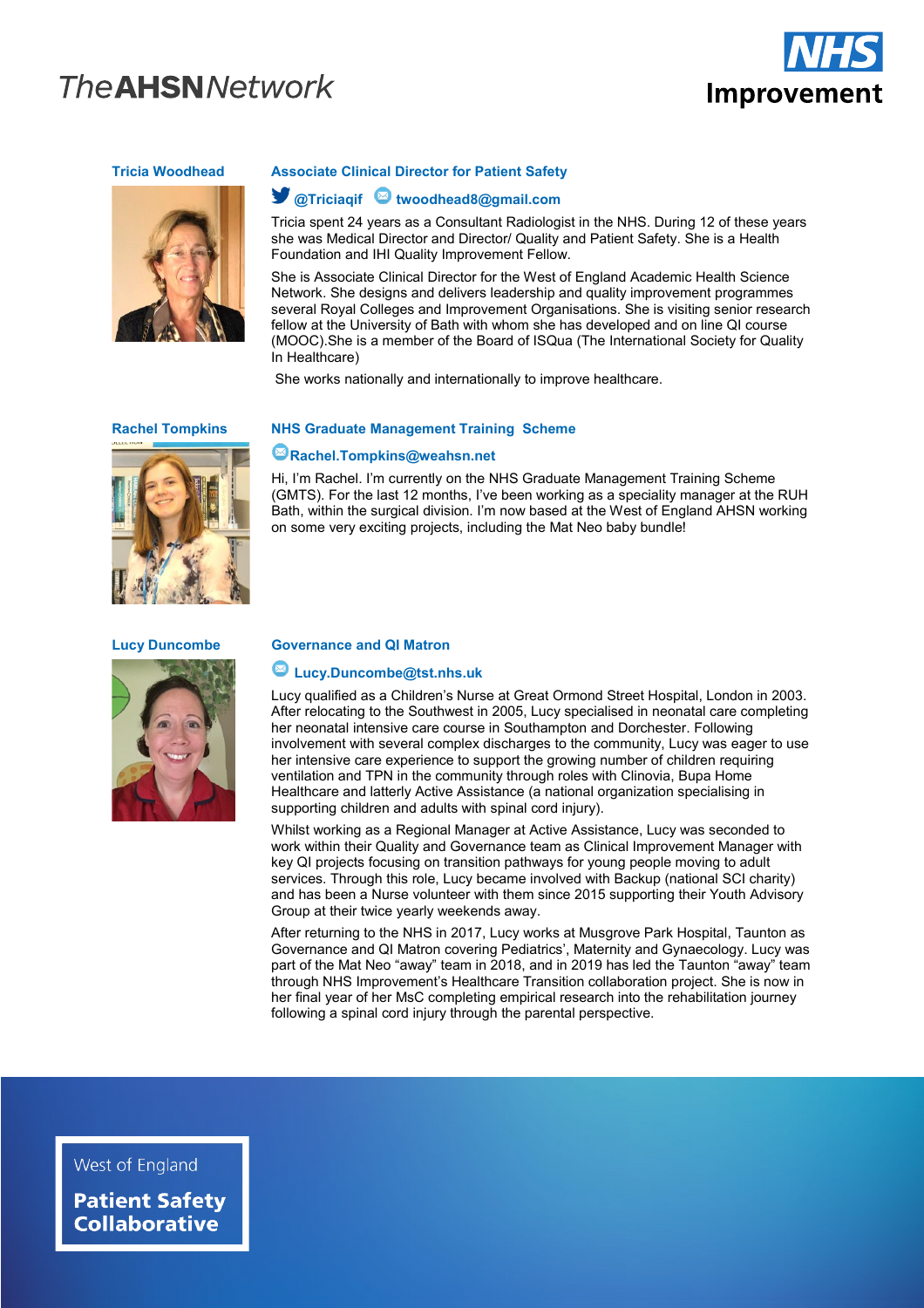### Tricia Woodhead

**Associate Clinical Director for Patient Safety**

**@Triciaqif** **twoodhead8@gmail.com**

Tricia spent 24 years as a Consultant Radiologist in the NHS. During 12 of these years she was Medical Director and Director/ Quality and Patient Safety. She is a Health Foundation and IHI Quality Improvement Fellow.

She is Associate Clinical Director for the West of England Academic Health Science Network. She designs and delivers leadership and quality improvement programmes several Royal Colleges and Improvement Organisations. She is visiting senior research fellow at the University of Bath with whom she has developed and on line QI course (MOOC).She is a member of the Board of ISQua (The International Society for Quality In Healthcare)

She works nationally and internationally to improve healthcare.

### Rachel Tompkins

**NHS Graduate Management Training Scheme**

**Rachel.Tompkins@weahsn.net**

Hi, I'm Rachel. I'm currently on the NHS Graduate Management Training Scheme (GMTS). For the last 12 months, I've been working as a speciality manager at the RUH Bath, within the surgical division. I'm now based at the West of England AHSN working on some very exciting projects, including the Mat Neo baby bundle!

### Lucy Duncombe

**Governance and QI Matron**

**Lucy.Duncombe@tst.nhs.uk**

Lucy qualified as a Children's Nurse at Great Ormond Street Hospital, London in 2003. After relocating to the Southwest in 2005, Lucy specialised in neonatal care completing her neonatal intensive care course in Southampton and Dorchester. Following involvement with several complex discharges to the community, Lucy was eager to use her intensive care experience to support the growing number of children requiring ventilation and TPN in the community through roles with Clinovia, Bupa Home Healthcare and latterly Active Assistance (a national organization specialising in supporting children and adults with spinal cord injury).

Whilst working as a Regional Manager at Active Assistance, Lucy was seconded to work within their Quality and Governance team as Clinical Improvement Manager with key QI projects focusing on transition pathways for young people moving to adult services. Through this role, Lucy became involved with Backup (national SCI charity) and has been a Nurse volunteer with them since 2015 supporting their Youth Advisory Group at their twice yearly weekends away.

After returning to the NHS in 2017, Lucy works at Musgrove Park Hospital, Taunton as Governance and QI Matron covering Pediatrics', Maternity and Gynaecology. Lucy was part of the Mat Neo "away" team in 2018, and in 2019 has led the Taunton "away" team through NHS Improvement's Healthcare Transition collaboration project. She is now in her final year of her MsC completing empirical research into the rehabilitation journey following a spinal cord injury through the parental perspective.

West of England
**Patient Safety Collaborative**